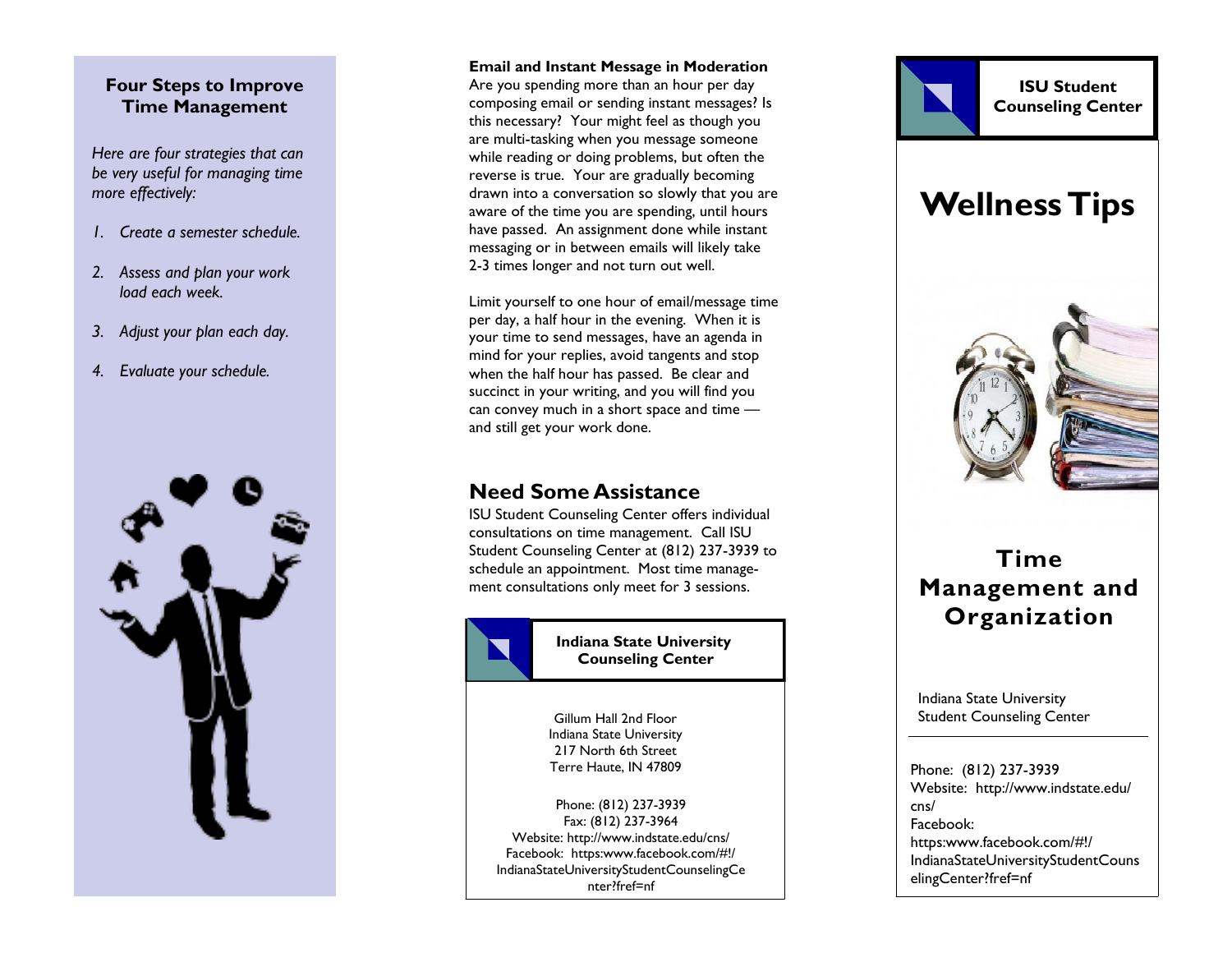## Four Steps to Improve Time Management

*Here are four strategies that can be very useful for managing time more effectively:*

1. *Create a semester schedule.*
2. *Assess and plan your work load each week.*
3. *Adjust your plan each day.*
4. *Evaluate your schedule.*

**Email and Instant Message in Moderation**

Are you spending more than an hour per day composing email or sending instant messages? Is this necessary? Your might feel as though you are multi-tasking when you message someone while reading or doing problems, but often the reverse is true. Your are gradually becoming drawn into a conversation so slowly that you are aware of the time you are spending, until hours have passed. An assignment done while instant messaging or in between emails will likely take 2-3 times longer and not turn out well.

Limit yourself to one hour of email/message time per day, a half hour in the evening. When it is your time to send messages, have an agenda in mind for your replies, avoid tangents and stop when the half hour has passed. Be clear and succinct in your writing, and you will find you can convey much in a short space and time — and still get your work done.

## Need Some Assistance

ISU Student Counseling Center offers individual consultations on time management. Call ISU Student Counseling Center at (812) 237-3939 to schedule an appointment. Most time management consultations only meet for 3 sessions.

**Indiana State University Counseling Center**

Gillum Hall 2nd Floor
Indiana State University
217 North 6th Street
Terre Haute, IN 47809

Phone: (812) 237-3939
Fax: (812) 237-3964
Website: http://www.indstate.edu/cns/
Facebook: https:www.facebook.com/#!/IndianaStateUniversityStudentCounselingCenter?fref=nf

**ISU Student Counseling Center**

# Wellness Tips

## Time Management and Organization

Indiana State University
Student Counseling Center

Phone: (812) 237-3939
Website: http://www.indstate.edu/cns/
Facebook: https:www.facebook.com/#!/IndianaStateUniversityStudentCounselingCenter?fref=nf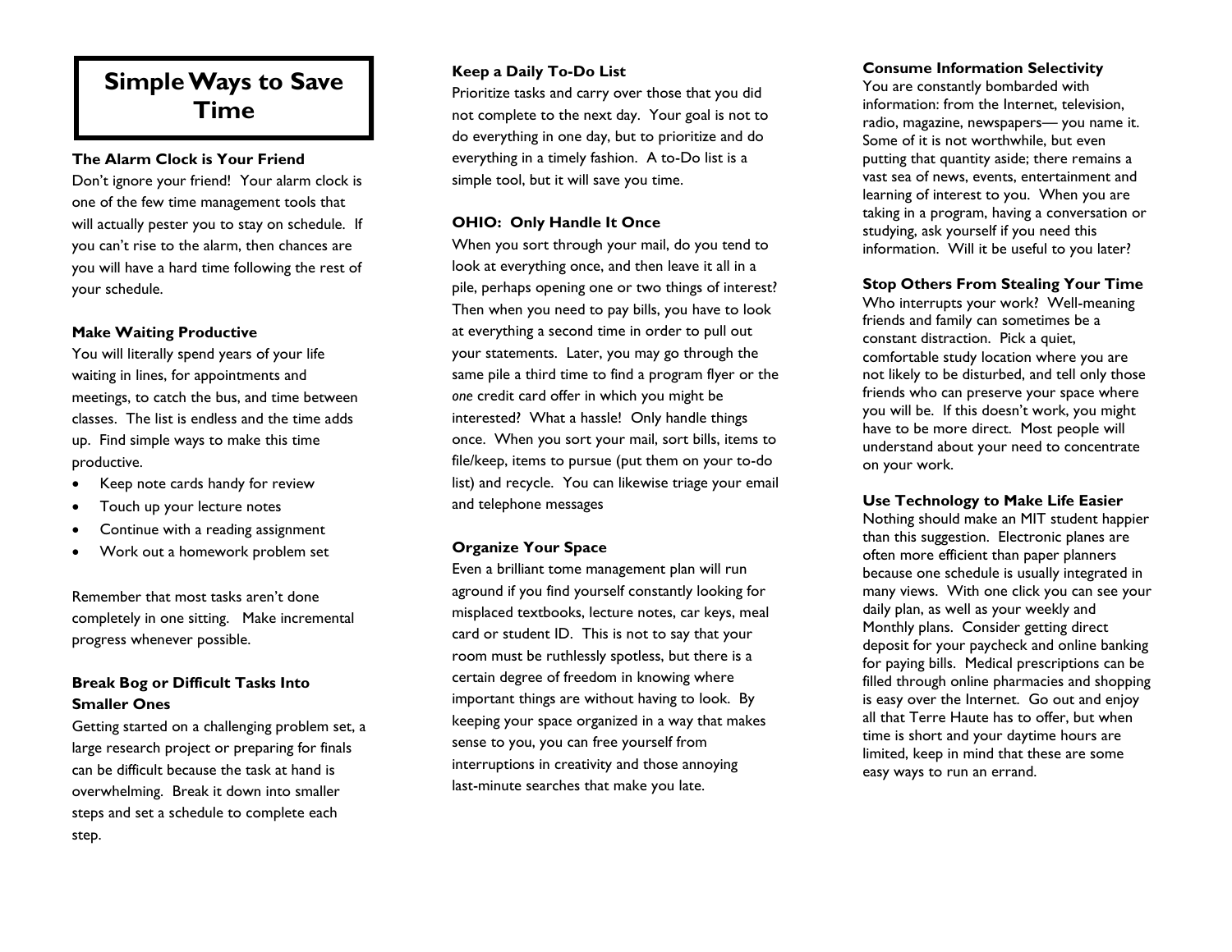# Simple Ways to Save Time

**The Alarm Clock is Your Friend**

Don't ignore your friend! Your alarm clock is one of the few time management tools that will actually pester you to stay on schedule. If you can't rise to the alarm, then chances are you will have a hard time following the rest of your schedule.

**Make Waiting Productive**

You will literally spend years of your life waiting in lines, for appointments and meetings, to catch the bus, and time between classes. The list is endless and the time adds up. Find simple ways to make this time productive.

- Keep note cards handy for review
- Touch up your lecture notes
- Continue with a reading assignment
- Work out a homework problem set

Remember that most tasks aren't done completely in one sitting. Make incremental progress whenever possible.

**Break Bog or Difficult Tasks Into Smaller Ones**

Getting started on a challenging problem set, a large research project or preparing for finals can be difficult because the task at hand is overwhelming. Break it down into smaller steps and set a schedule to complete each step.

**Keep a Daily To-Do List**

Prioritize tasks and carry over those that you did not complete to the next day. Your goal is not to do everything in one day, but to prioritize and do everything in a timely fashion. A to-Do list is a simple tool, but it will save you time.

**OHIO: Only Handle It Once**

When you sort through your mail, do you tend to look at everything once, and then leave it all in a pile, perhaps opening one or two things of interest? Then when you need to pay bills, you have to look at everything a second time in order to pull out your statements. Later, you may go through the same pile a third time to find a program flyer or the *one* credit card offer in which you might be interested? What a hassle! Only handle things once. When you sort your mail, sort bills, items to file/keep, items to pursue (put them on your to-do list) and recycle. You can likewise triage your email and telephone messages

**Organize Your Space**

Even a brilliant tome management plan will run aground if you find yourself constantly looking for misplaced textbooks, lecture notes, car keys, meal card or student ID. This is not to say that your room must be ruthlessly spotless, but there is a certain degree of freedom in knowing where important things are without having to look. By keeping your space organized in a way that makes sense to you, you can free yourself from interruptions in creativity and those annoying last-minute searches that make you late.

**Consume Information Selectivity**

You are constantly bombarded with information: from the Internet, television, radio, magazine, newspapers— you name it. Some of it is not worthwhile, but even putting that quantity aside; there remains a vast sea of news, events, entertainment and learning of interest to you. When you are taking in a program, having a conversation or studying, ask yourself if you need this information. Will it be useful to you later?

**Stop Others From Stealing Your Time**

Who interrupts your work? Well-meaning friends and family can sometimes be a constant distraction. Pick a quiet, comfortable study location where you are not likely to be disturbed, and tell only those friends who can preserve your space where you will be. If this doesn't work, you might have to be more direct. Most people will understand about your need to concentrate on your work.

**Use Technology to Make Life Easier**

Nothing should make an MIT student happier than this suggestion. Electronic planes are often more efficient than paper planners because one schedule is usually integrated in many views. With one click you can see your daily plan, as well as your weekly and Monthly plans. Consider getting direct deposit for your paycheck and online banking for paying bills. Medical prescriptions can be filled through online pharmacies and shopping is easy over the Internet. Go out and enjoy all that Terre Haute has to offer, but when time is short and your daytime hours are limited, keep in mind that these are some easy ways to run an errand.